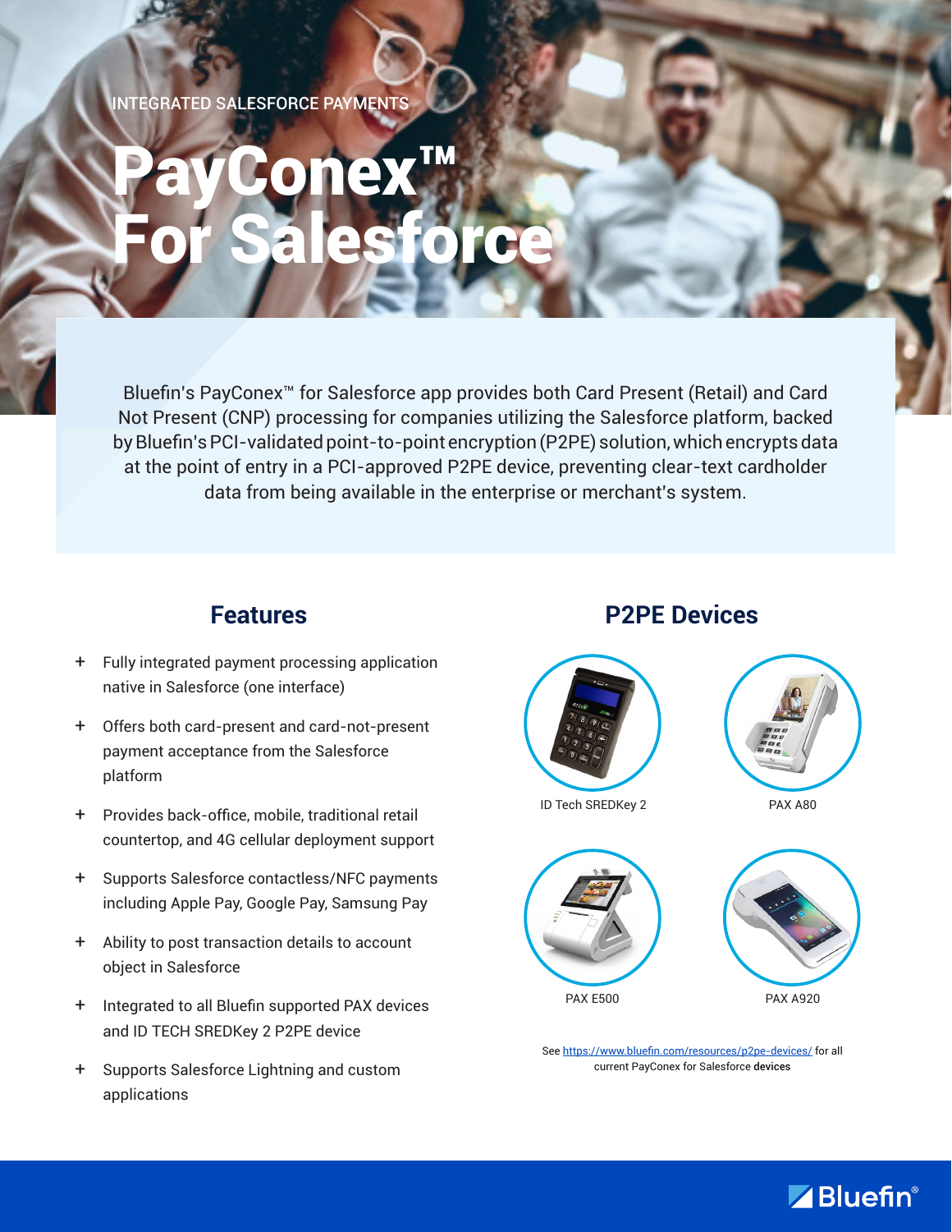INTEGRATED SALESFORCE PAYMENTS

# PayConex™ For Salesforce

Bluefin's PayConex™ for Salesforce app provides both Card Present (Retail) and Card Not Present (CNP) processing for companies utilizing the Salesforce platform, backed by Bluefin's PCI-validated point-to-point encryption (P2PE) solution, which encrypts data at the point of entry in a PCI-approved P2PE device, preventing clear-text cardholder data from being available in the enterprise or merchant's system.

## Features

+ Fully integrated payment processing application native in Salesforce (one interface)
+ Offers both card-present and card-not-present payment acceptance from the Salesforce platform
+ Provides back-office, mobile, traditional retail countertop, and 4G cellular deployment support
+ Supports Salesforce contactless/NFC payments including Apple Pay, Google Pay, Samsung Pay
+ Ability to post transaction details to account object in Salesforce
+ Integrated to all Bluefin supported PAX devices and ID TECH SREDKey 2 P2PE device
+ Supports Salesforce Lightning and custom applications

## P2PE Devices

ID Tech SREDKey 2

PAX A80

PAX E500

PAX A920

See https://www.bluefin.com/resources/p2pe-devices/ for all current PayConex for Salesforce **devices**

Bluefin®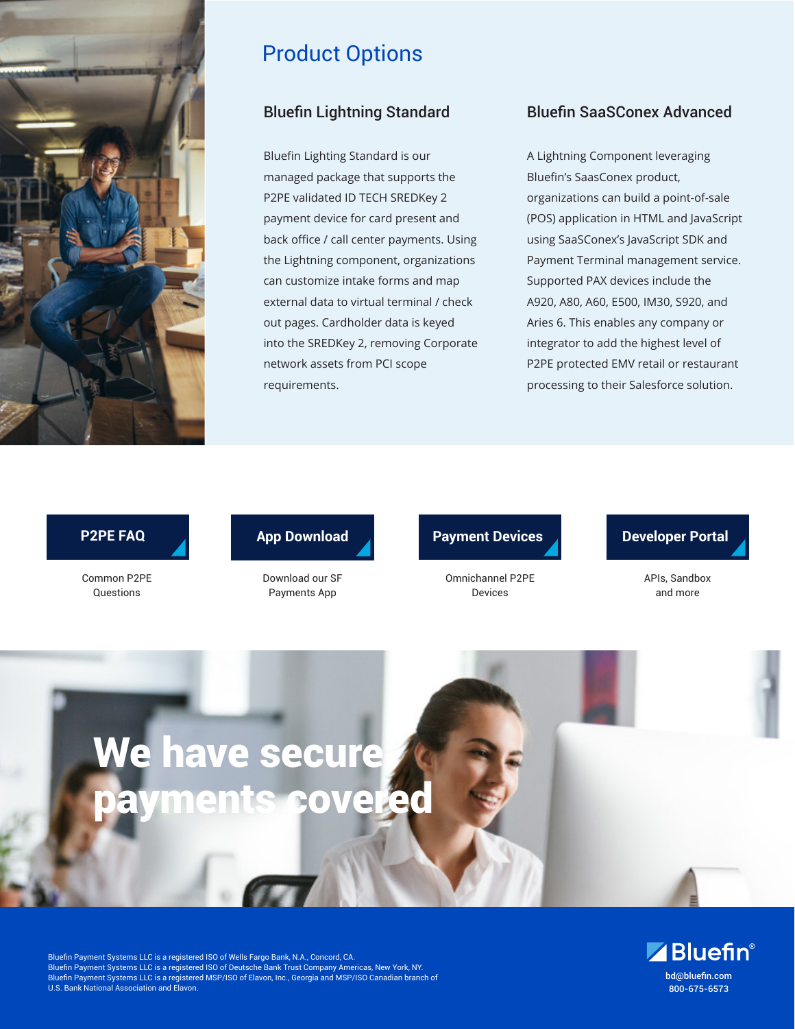## Product Options

### Bluefin Lightning Standard

Bluefin Lighting Standard is our managed package that supports the P2PE validated ID TECH SREDKey 2 payment device for card present and back office / call center payments. Using the Lightning component, organizations can customize intake forms and map external data to virtual terminal / check out pages. Cardholder data is keyed into the SREDKey 2, removing Corporate network assets from PCI scope requirements.

### Bluefin SaaSConex Advanced

A Lightning Component leveraging Bluefin's SaasConex product, organizations can build a point-of-sale (POS) application in HTML and JavaScript using SaaSConex's JavaScript SDK and Payment Terminal management service. Supported PAX devices include the A920, A80, A60, E500, IM30, S920, and Aries 6. This enables any company or integrator to add the highest level of P2PE protected EMV retail or restaurant processing to their Salesforce solution.

**P2PE FAQ**

Common P2PE Questions

**App Download**

Download our SF Payments App

**Payment Devices**

Omnichannel P2PE Devices

**Developer Portal**

APIs, Sandbox and more

# We have secure payments covered

Bluefin Payment Systems LLC is a registered ISO of Wells Fargo Bank, N.A., Concord, CA.
Bluefin Payment Systems LLC is a registered ISO of Deutsche Bank Trust Company Americas, New York, NY.
Bluefin Payment Systems LLC is a registered MSP/ISO of Elavon, Inc., Georgia and MSP/ISO Canadian branch of U.S. Bank National Association and Elavon.

Bluefin®

bd@bluefin.com
800-675-6573